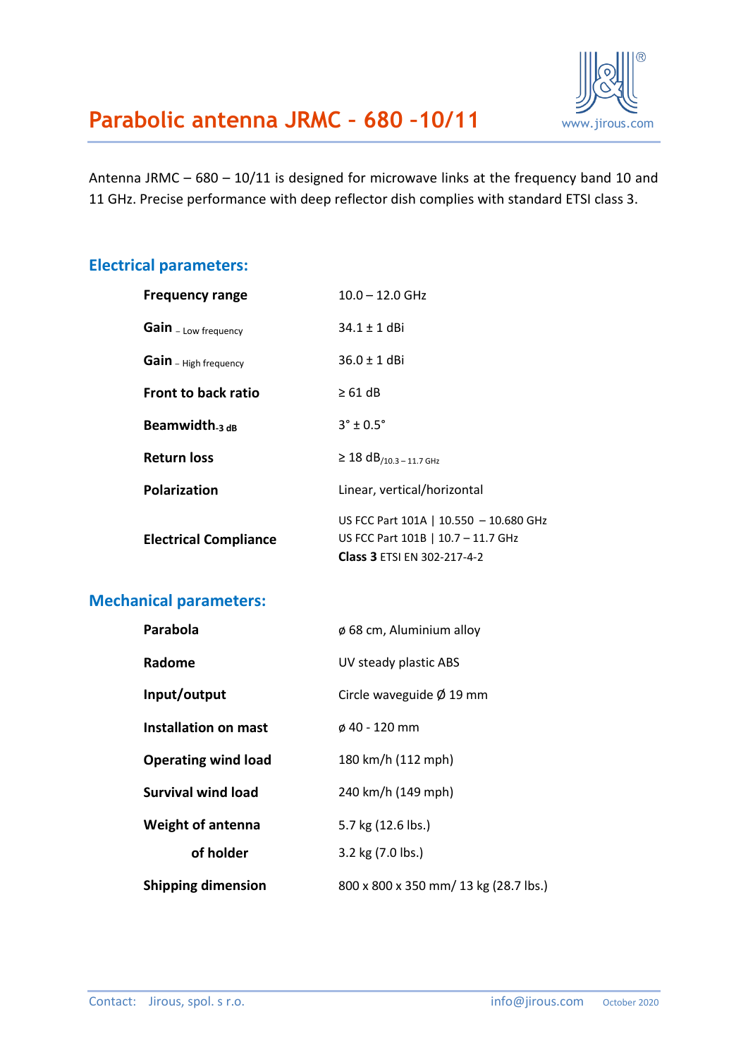# Parabolic antenna JRMC – 680 –10/11

Antenna JRMC – 680 – 10/11 is designed for microwave links at the frequency band 10 and 11 GHz. Precise performance with deep reflector dish complies with standard ETSI class 3.

## Electrical parameters:

| | |
|---|---|
| **Frequency range** | 10.0 – 12.0 GHz |
| **Gain** – Low frequency | 34.1 ± 1 dBi |
| **Gain** – High frequency | 36.0 ± 1 dBi |
| **Front to back ratio** | ≥ 61 dB |
| **Beamwidth**$_{-3\ dB}$ | 3° ± 0.5° |
| **Return loss** | ≥ 18 dB$_{/10.3 - 11.7\ GHz}$ |
| **Polarization** | Linear, vertical/horizontal |
| **Electrical Compliance** | US FCC Part 101A \| 10.550 – 10.680 GHz<br>US FCC Part 101B \| 10.7 – 11.7 GHz<br>**Class 3** ETSI EN 302-217-4-2 |

## Mechanical parameters:

| | |
|---|---|
| **Parabola** | ø 68 cm, Aluminium alloy |
| **Radome** | UV steady plastic ABS |
| **Input/output** | Circle waveguide Ø 19 mm |
| **Installation on mast** | ø 40 - 120 mm |
| **Operating wind load** | 180 km/h (112 mph) |
| **Survival wind load** | 240 km/h (149 mph) |
| **Weight of antenna** | 5.7 kg (12.6 lbs.) |
| **of holder** | 3.2 kg (7.0 lbs.) |
| **Shipping dimension** | 800 x 800 x 350 mm/ 13 kg (28.7 lbs.) |

Contact: Jirous, spol. s r.o. info@jirous.com October 2020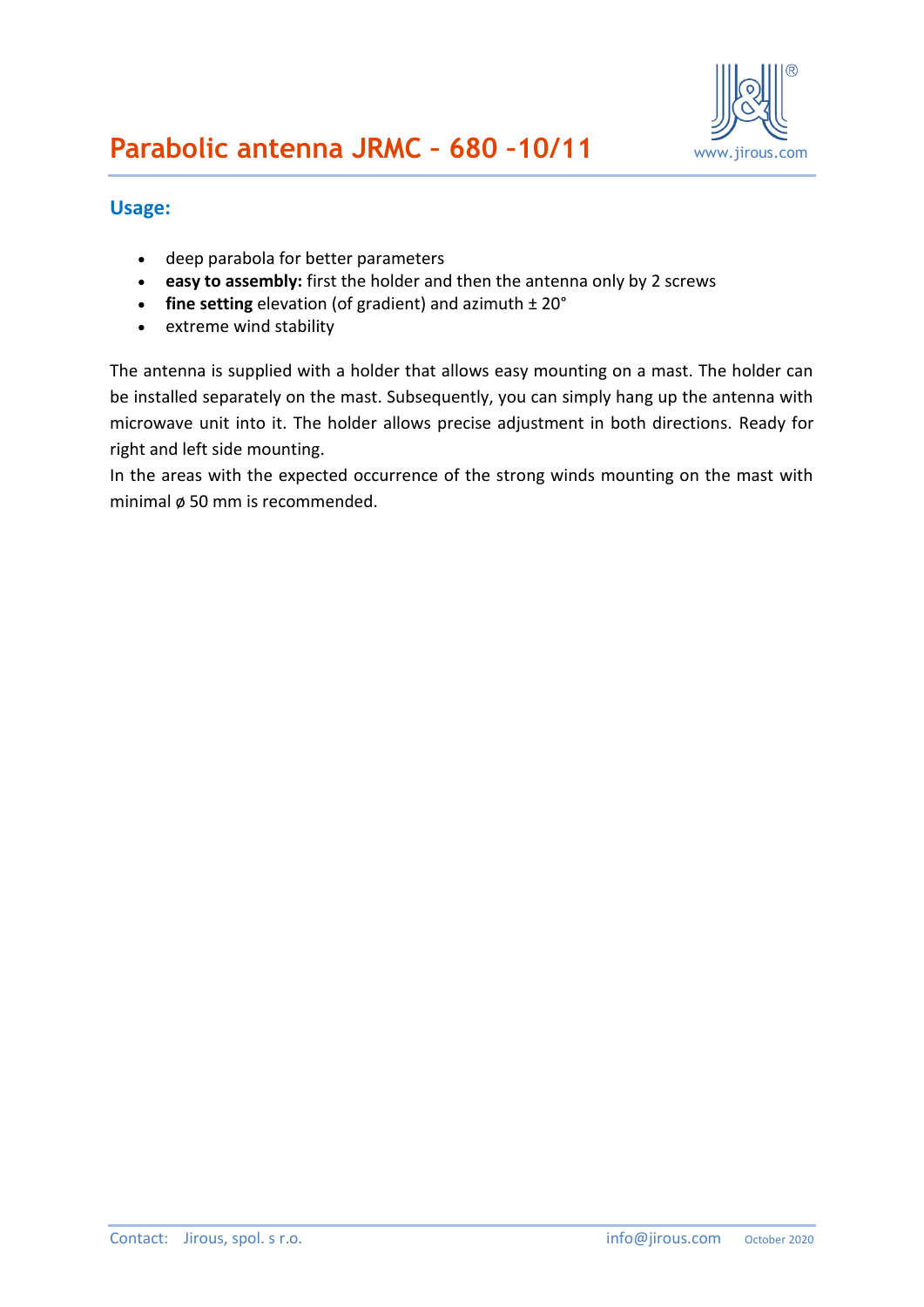# Parabolic antenna JRMC – 680 –10/11

## Usage:

- deep parabola for better parameters
- **easy to assembly:** first the holder and then the antenna only by 2 screws
- **fine setting** elevation (of gradient) and azimuth ± 20°
- extreme wind stability

The antenna is supplied with a holder that allows easy mounting on a mast. The holder can be installed separately on the mast. Subsequently, you can simply hang up the antenna with microwave unit into it. The holder allows precise adjustment in both directions. Ready for right and left side mounting.

In the areas with the expected occurrence of the strong winds mounting on the mast with minimal ø 50 mm is recommended.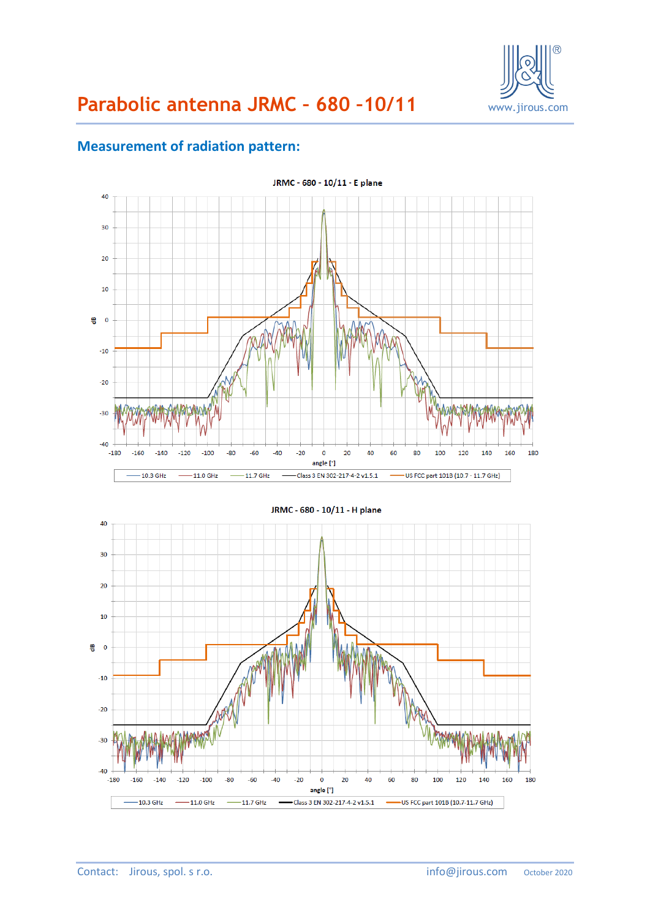# Parabolic antenna JRMC – 680 -10/11

## Measurement of radiation pattern:

JRMC - 680 - 10/11 - E plane

JRMC - 680 - 10/11 - H plane

Contact: Jirous, spol. s r.o. info@jirous.com October 2020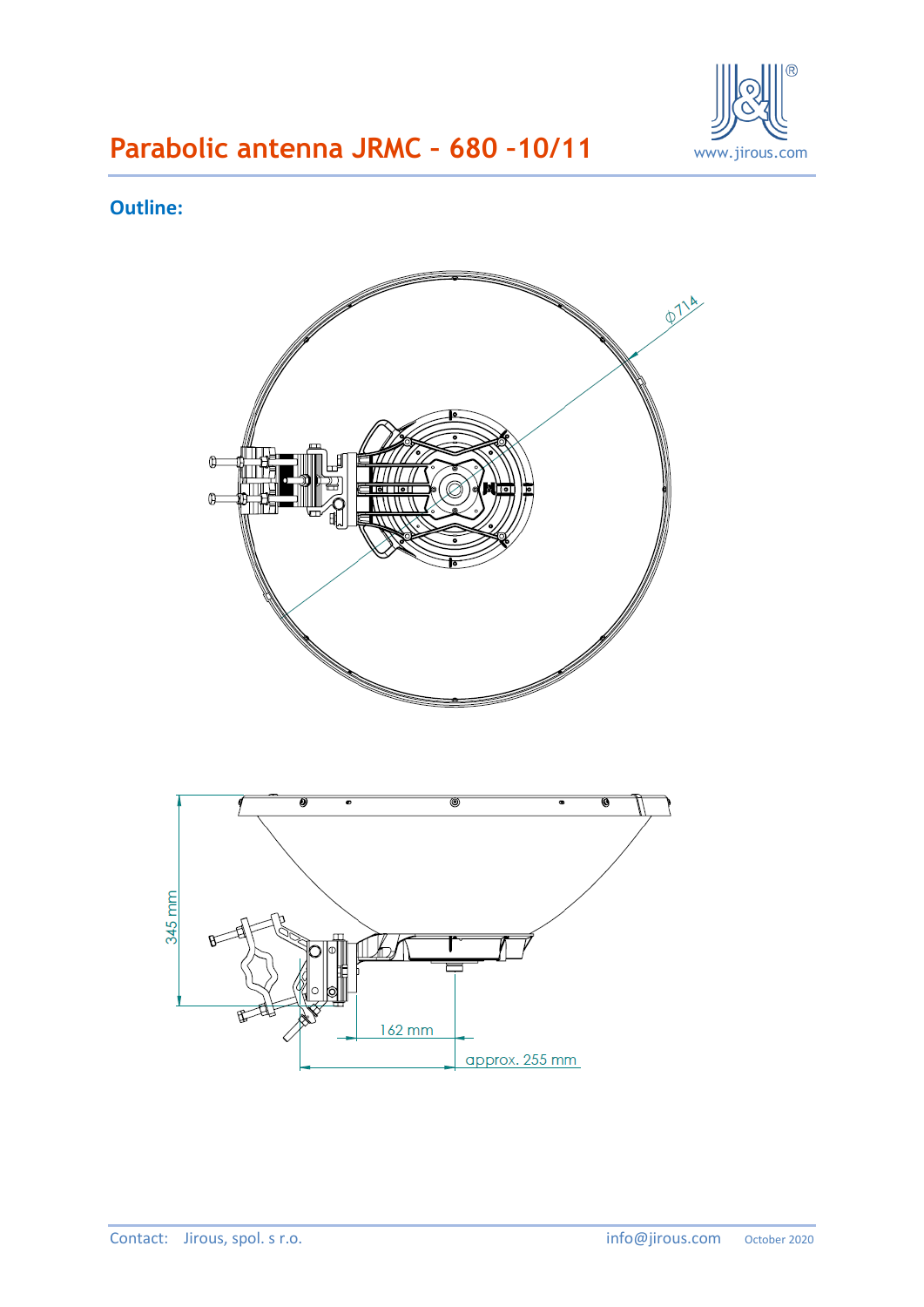# Parabolic antenna JRMC – 680 –10/11

## Outline:

ϕ714

345 mm

162 mm

approx. 255 mm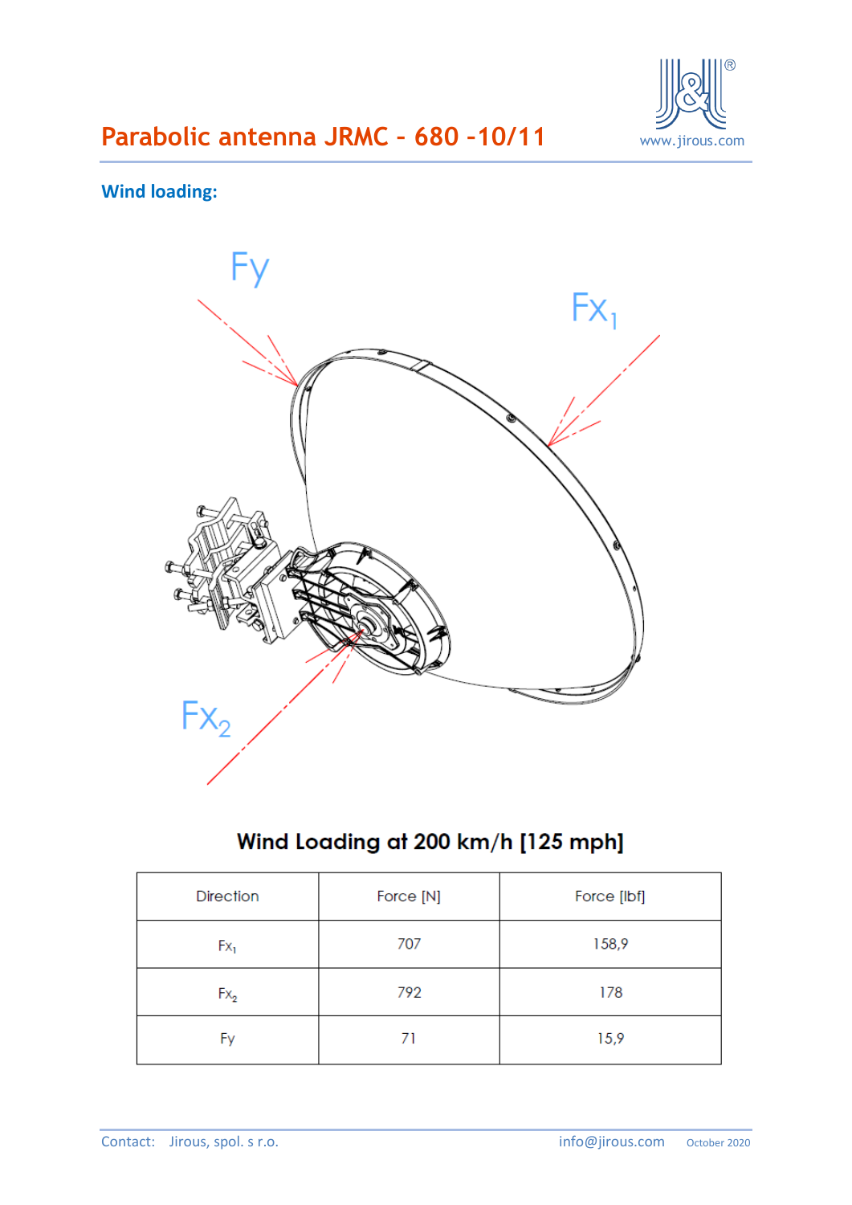# Parabolic antenna JRMC – 680 –10/11

## Wind loading:

Fy

$Fx_1$

$Fx_2$

**Wind Loading at 200 km/h [125 mph]**

| Direction | Force [N] | Force [lbf] |
|---|---|---|
| $Fx_1$ | 707 | 158,9 |
| $Fx_2$ | 792 | 178 |
| Fy | 71 | 15,9 |